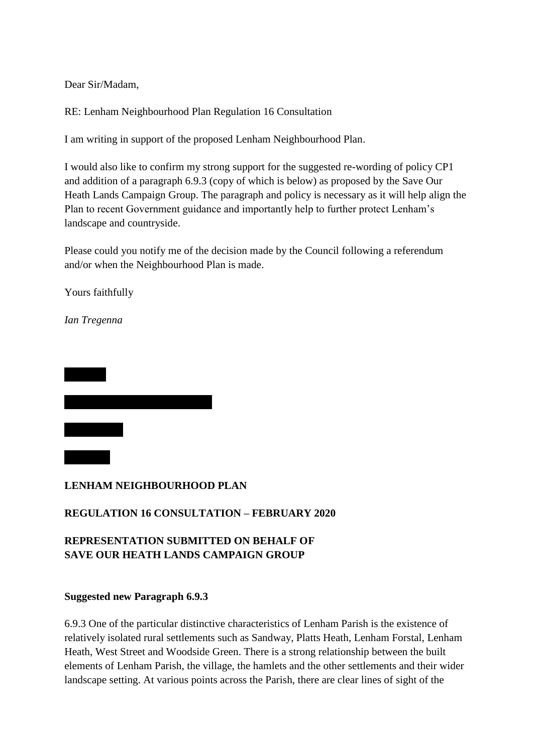Dear Sir/Madam,

RE: Lenham Neighbourhood Plan Regulation 16 Consultation

I am writing in support of the proposed Lenham Neighbourhood Plan.

I would also like to confirm my strong support for the suggested re-wording of policy CP1 and addition of a paragraph 6.9.3 (copy of which is below) as proposed by the Save Our Heath Lands Campaign Group. The paragraph and policy is necessary as it will help align the Plan to recent Government guidance and importantly help to further protect Lenham's landscape and countryside.

Please could you notify me of the decision made by the Council following a referendum and/or when the Neighbourhood Plan is made.

Yours faithfully

*Ian Tregenna*

**LENHAM NEIGHBOURHOOD PLAN**

**REGULATION 16 CONSULTATION – FEBRUARY 2020**

**REPRESENTATION SUBMITTED ON BEHALF OF SAVE OUR HEATH LANDS CAMPAIGN GROUP**

**Suggested new Paragraph 6.9.3**

6.9.3 One of the particular distinctive characteristics of Lenham Parish is the existence of relatively isolated rural settlements such as Sandway, Platts Heath, Lenham Forstal, Lenham Heath, West Street and Woodside Green. There is a strong relationship between the built elements of Lenham Parish, the village, the hamlets and the other settlements and their wider landscape setting. At various points across the Parish, there are clear lines of sight of the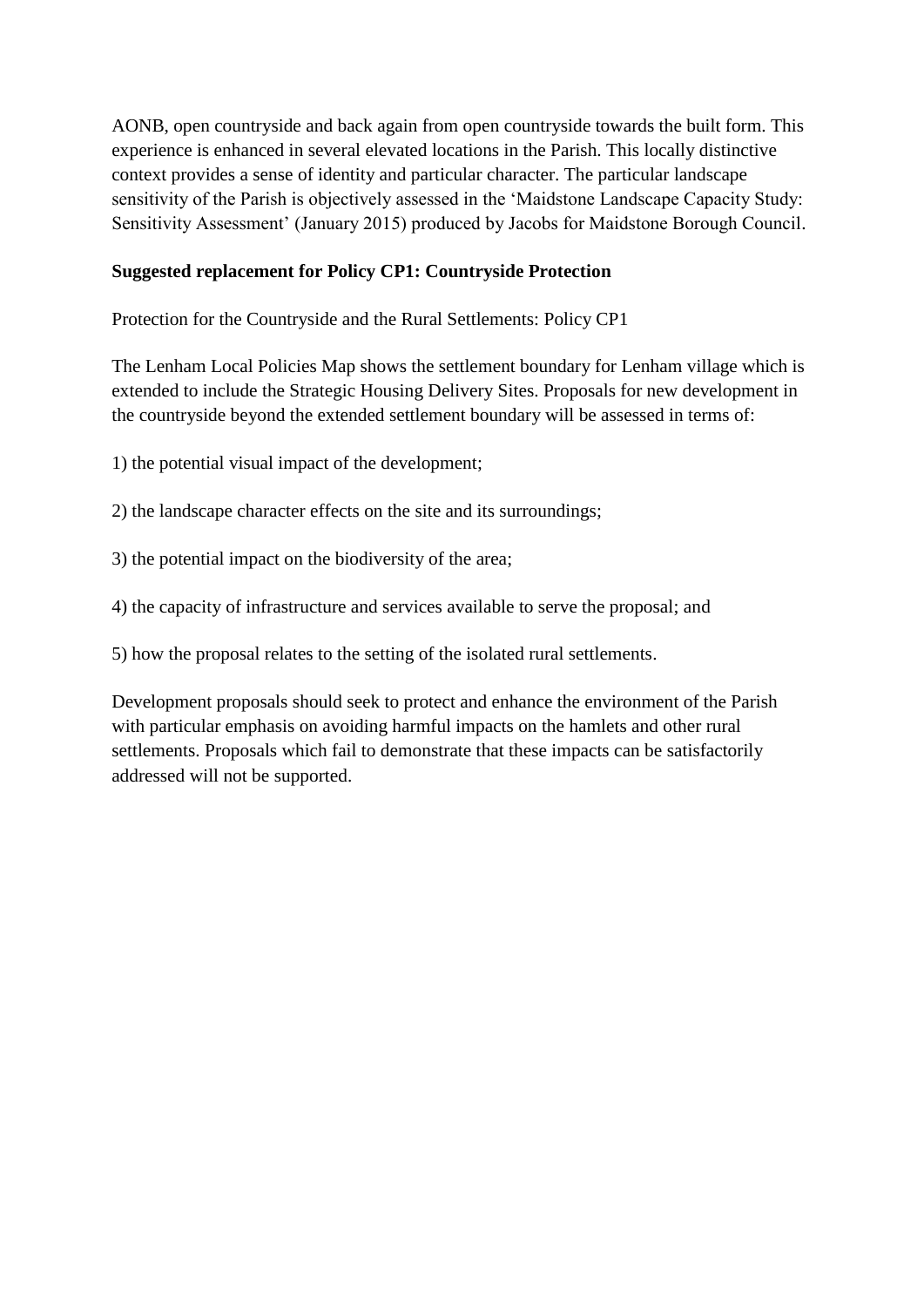AONB, open countryside and back again from open countryside towards the built form. This experience is enhanced in several elevated locations in the Parish. This locally distinctive context provides a sense of identity and particular character. The particular landscape sensitivity of the Parish is objectively assessed in the 'Maidstone Landscape Capacity Study: Sensitivity Assessment' (January 2015) produced by Jacobs for Maidstone Borough Council.

**Suggested replacement for Policy CP1: Countryside Protection**

Protection for the Countryside and the Rural Settlements: Policy CP1

The Lenham Local Policies Map shows the settlement boundary for Lenham village which is extended to include the Strategic Housing Delivery Sites. Proposals for new development in the countryside beyond the extended settlement boundary will be assessed in terms of:

1) the potential visual impact of the development;

2) the landscape character effects on the site and its surroundings;

3) the potential impact on the biodiversity of the area;

4) the capacity of infrastructure and services available to serve the proposal; and

5) how the proposal relates to the setting of the isolated rural settlements.

Development proposals should seek to protect and enhance the environment of the Parish with particular emphasis on avoiding harmful impacts on the hamlets and other rural settlements. Proposals which fail to demonstrate that these impacts can be satisfactorily addressed will not be supported.